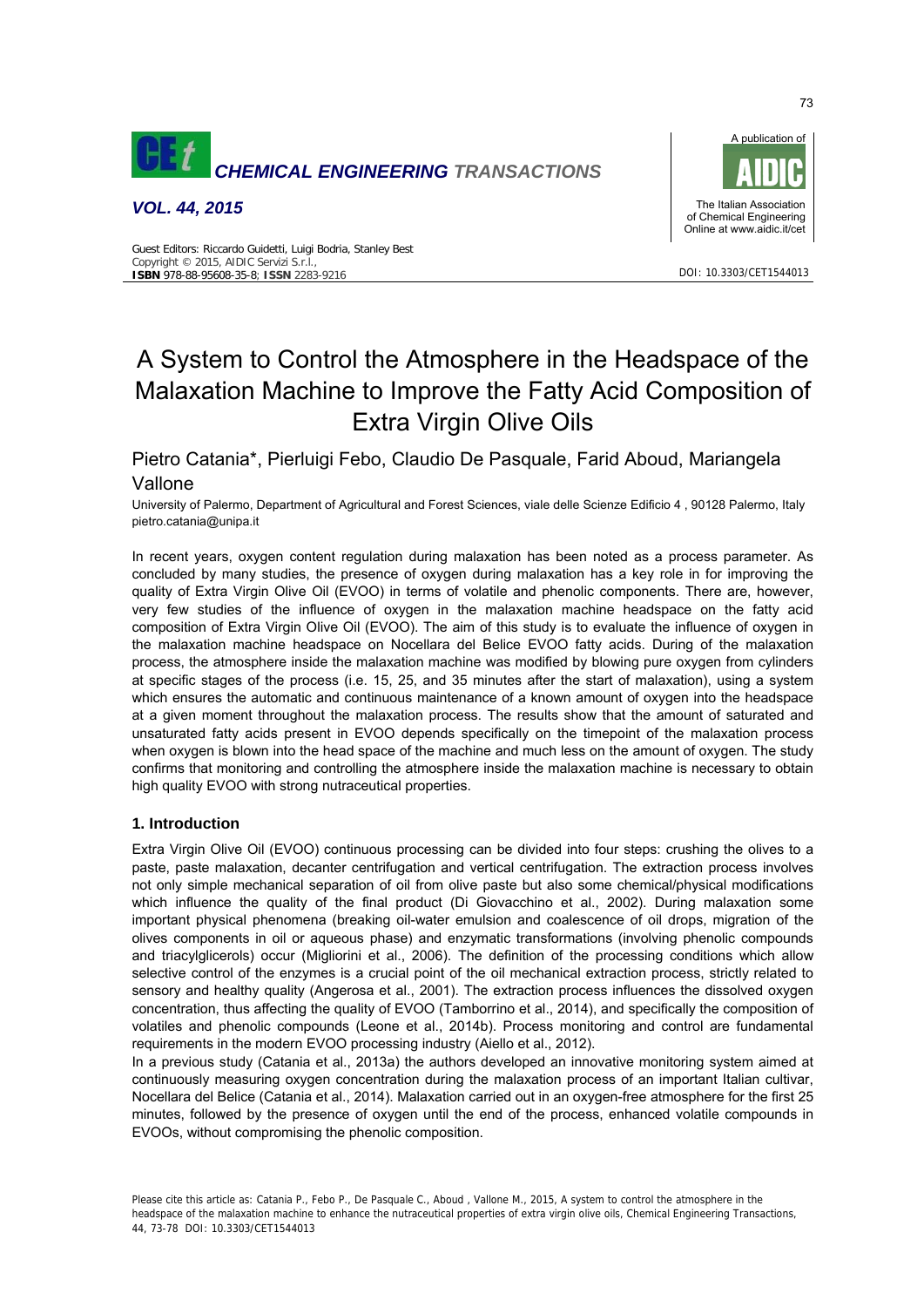# A System to Control the Atmosphere in the Headspace of the Malaxation Machine to Improve the Fatty Acid Composition of Extra Virgin Olive Oils

Pietro Catania*, Pierluigi Febo, Claudio De Pasquale, Farid Aboud, Mariangela Vallone

University of Palermo, Department of Agricultural and Forest Sciences, viale delle Scienze Edificio 4 , 90128 Palermo, Italy
pietro.catania@unipa.it

In recent years, oxygen content regulation during malaxation has been noted as a process parameter. As concluded by many studies, the presence of oxygen during malaxation has a key role in for improving the quality of Extra Virgin Olive Oil (EVOO) in terms of volatile and phenolic components. There are, however, very few studies of the influence of oxygen in the malaxation machine headspace on the fatty acid composition of Extra Virgin Olive Oil (EVOO). The aim of this study is to evaluate the influence of oxygen in the malaxation machine headspace on Nocellara del Belice EVOO fatty acids. During of the malaxation process, the atmosphere inside the malaxation machine was modified by blowing pure oxygen from cylinders at specific stages of the process (i.e. 15, 25, and 35 minutes after the start of malaxation), using a system which ensures the automatic and continuous maintenance of a known amount of oxygen into the headspace at a given moment throughout the malaxation process. The results show that the amount of saturated and unsaturated fatty acids present in EVOO depends specifically on the timepoint of the malaxation process when oxygen is blown into the head space of the machine and much less on the amount of oxygen. The study confirms that monitoring and controlling the atmosphere inside the malaxation machine is necessary to obtain high quality EVOO with strong nutraceutical properties.

## 1. Introduction

Extra Virgin Olive Oil (EVOO) continuous processing can be divided into four steps: crushing the olives to a paste, paste malaxation, decanter centrifugation and vertical centrifugation. The extraction process involves not only simple mechanical separation of oil from olive paste but also some chemical/physical modifications which influence the quality of the final product (Di Giovacchino et al., 2002). During malaxation some important physical phenomena (breaking oil-water emulsion and coalescence of oil drops, migration of the olives components in oil or aqueous phase) and enzymatic transformations (involving phenolic compounds and triacylglicerols) occur (Migliorini et al., 2006). The definition of the processing conditions which allow selective control of the enzymes is a crucial point of the oil mechanical extraction process, strictly related to sensory and healthy quality (Angerosa et al., 2001). The extraction process influences the dissolved oxygen concentration, thus affecting the quality of EVOO (Tamborrino et al., 2014), and specifically the composition of volatiles and phenolic compounds (Leone et al., 2014b). Process monitoring and control are fundamental requirements in the modern EVOO processing industry (Aiello et al., 2012).

In a previous study (Catania et al., 2013a) the authors developed an innovative monitoring system aimed at continuously measuring oxygen concentration during the malaxation process of an important Italian cultivar, Nocellara del Belice (Catania et al., 2014). Malaxation carried out in an oxygen-free atmosphere for the first 25 minutes, followed by the presence of oxygen until the end of the process, enhanced volatile compounds in EVOOs, without compromising the phenolic composition.

Please cite this article as: Catania P., Febo P., De Pasquale C., Aboud , Vallone M., 2015, A system to control the atmosphere in the headspace of the malaxation machine to enhance the nutraceutical properties of extra virgin olive oils, Chemical Engineering Transactions, 44, 73-78 DOI: 10.3303/CET1544013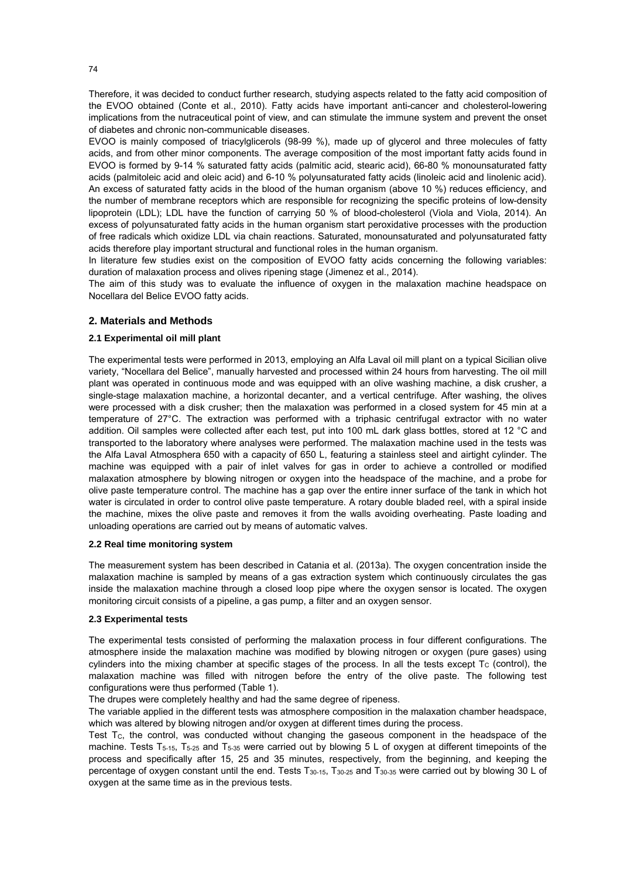Therefore, it was decided to conduct further research, studying aspects related to the fatty acid composition of the EVOO obtained (Conte et al., 2010). Fatty acids have important anti-cancer and cholesterol-lowering implications from the nutraceutical point of view, and can stimulate the immune system and prevent the onset of diabetes and chronic non-communicable diseases.

EVOO is mainly composed of triacylglicerols (98-99 %), made up of glycerol and three molecules of fatty acids, and from other minor components. The average composition of the most important fatty acids found in EVOO is formed by 9-14 % saturated fatty acids (palmitic acid, stearic acid), 66-80 % monounsaturated fatty acids (palmitoleic acid and oleic acid) and 6-10 % polyunsaturated fatty acids (linoleic acid and linolenic acid). An excess of saturated fatty acids in the blood of the human organism (above 10 %) reduces efficiency, and the number of membrane receptors which are responsible for recognizing the specific proteins of low-density lipoprotein (LDL); LDL have the function of carrying 50 % of blood-cholesterol (Viola and Viola, 2014). An excess of polyunsaturated fatty acids in the human organism start peroxidative processes with the production of free radicals which oxidize LDL via chain reactions. Saturated, monounsaturated and polyunsaturated fatty acids therefore play important structural and functional roles in the human organism.

In literature few studies exist on the composition of EVOO fatty acids concerning the following variables: duration of malaxation process and olives ripening stage (Jimenez et al., 2014).

The aim of this study was to evaluate the influence of oxygen in the malaxation machine headspace on Nocellara del Belice EVOO fatty acids.

## 2. Materials and Methods

### 2.1 Experimental oil mill plant

The experimental tests were performed in 2013, employing an Alfa Laval oil mill plant on a typical Sicilian olive variety, "Nocellara del Belice", manually harvested and processed within 24 hours from harvesting. The oil mill plant was operated in continuous mode and was equipped with an olive washing machine, a disk crusher, a single-stage malaxation machine, a horizontal decanter, and a vertical centrifuge. After washing, the olives were processed with a disk crusher; then the malaxation was performed in a closed system for 45 min at a temperature of 27°C. The extraction was performed with a triphasic centrifugal extractor with no water addition. Oil samples were collected after each test, put into 100 mL dark glass bottles, stored at 12 °C and transported to the laboratory where analyses were performed. The malaxation machine used in the tests was the Alfa Laval Atmosphera 650 with a capacity of 650 L, featuring a stainless steel and airtight cylinder. The machine was equipped with a pair of inlet valves for gas in order to achieve a controlled or modified malaxation atmosphere by blowing nitrogen or oxygen into the headspace of the machine, and a probe for olive paste temperature control. The machine has a gap over the entire inner surface of the tank in which hot water is circulated in order to control olive paste temperature. A rotary double bladed reel, with a spiral inside the machine, mixes the olive paste and removes it from the walls avoiding overheating. Paste loading and unloading operations are carried out by means of automatic valves.

### 2.2 Real time monitoring system

The measurement system has been described in Catania et al. (2013a). The oxygen concentration inside the malaxation machine is sampled by means of a gas extraction system which continuously circulates the gas inside the malaxation machine through a closed loop pipe where the oxygen sensor is located. The oxygen monitoring circuit consists of a pipeline, a gas pump, a filter and an oxygen sensor.

### 2.3 Experimental tests

The experimental tests consisted of performing the malaxation process in four different configurations. The atmosphere inside the malaxation machine was modified by blowing nitrogen or oxygen (pure gases) using cylinders into the mixing chamber at specific stages of the process. In all the tests except $T_C$ (control), the malaxation machine was filled with nitrogen before the entry of the olive paste. The following test configurations were thus performed (Table 1).

The drupes were completely healthy and had the same degree of ripeness.

The variable applied in the different tests was atmosphere composition in the malaxation chamber headspace, which was altered by blowing nitrogen and/or oxygen at different times during the process.

Test $T_C$, the control, was conducted without changing the gaseous component in the headspace of the machine. Tests $T_{5\text{-}15}$, $T_{5\text{-}25}$ and $T_{5\text{-}35}$ were carried out by blowing 5 L of oxygen at different timepoints of the process and specifically after 15, 25 and 35 minutes, respectively, from the beginning, and keeping the percentage of oxygen constant until the end. Tests $T_{30\text{-}15}$, $T_{30\text{-}25}$ and $T_{30\text{-}35}$ were carried out by blowing 30 L of oxygen at the same time as in the previous tests.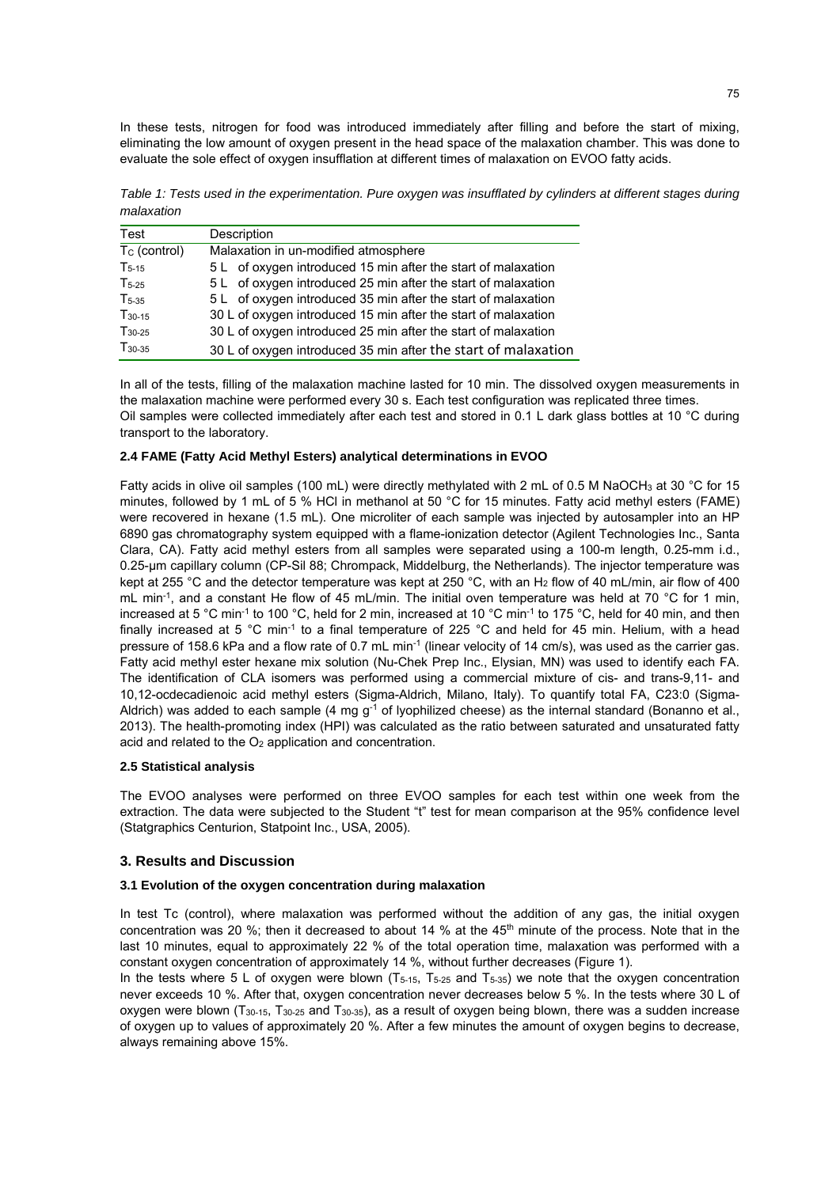In these tests, nitrogen for food was introduced immediately after filling and before the start of mixing, eliminating the low amount of oxygen present in the head space of the malaxation chamber. This was done to evaluate the sole effect of oxygen insufflation at different times of malaxation on EVOO fatty acids.

*Table 1: Tests used in the experimentation. Pure oxygen was insufflated by cylinders at different stages during malaxation*

| Test | Description |
|---|---|
| $T_C$ (control) | Malaxation in un-modified atmosphere |
| $T_{5\text{-}15}$ | 5 L of oxygen introduced 15 min after the start of malaxation |
| $T_{5\text{-}25}$ | 5 L of oxygen introduced 25 min after the start of malaxation |
| $T_{5\text{-}35}$ | 5 L of oxygen introduced 35 min after the start of malaxation |
| $T_{30\text{-}15}$ | 30 L of oxygen introduced 15 min after the start of malaxation |
| $T_{30\text{-}25}$ | 30 L of oxygen introduced 25 min after the start of malaxation |
| $T_{30\text{-}35}$ | 30 L of oxygen introduced 35 min after the start of malaxation |

In all of the tests, filling of the malaxation machine lasted for 10 min. The dissolved oxygen measurements in the malaxation machine were performed every 30 s. Each test configuration was replicated three times.
Oil samples were collected immediately after each test and stored in 0.1 L dark glass bottles at 10 °C during transport to the laboratory.

### 2.4 FAME (Fatty Acid Methyl Esters) analytical determinations in EVOO

Fatty acids in olive oil samples (100 mL) were directly methylated with 2 mL of 0.5 M $NaOCH_3$ at 30 °C for 15 minutes, followed by 1 mL of 5 % HCl in methanol at 50 °C for 15 minutes. Fatty acid methyl esters (FAME) were recovered in hexane (1.5 mL). One microliter of each sample was injected by autosampler into an HP 6890 gas chromatography system equipped with a flame-ionization detector (Agilent Technologies Inc., Santa Clara, CA). Fatty acid methyl esters from all samples were separated using a 100-m length, 0.25-mm i.d., 0.25-µm capillary column (CP-Sil 88; Chrompack, Middelburg, the Netherlands). The injector temperature was kept at 255 °C and the detector temperature was kept at 250 °C, with an $H_2$ flow of 40 mL/min, air flow of 400 mL $min^{-1}$, and a constant He flow of 45 mL/min. The initial oven temperature was held at 70 °C for 1 min, increased at 5 °C $min^{-1}$ to 100 °C, held for 2 min, increased at 10 °C $min^{-1}$ to 175 °C, held for 40 min, and then finally increased at 5 °C $min^{-1}$ to a final temperature of 225 °C and held for 45 min. Helium, with a head pressure of 158.6 kPa and a flow rate of 0.7 mL $min^{-1}$ (linear velocity of 14 cm/s), was used as the carrier gas. Fatty acid methyl ester hexane mix solution (Nu-Chek Prep Inc., Elysian, MN) was used to identify each FA. The identification of CLA isomers was performed using a commercial mixture of cis- and trans-9,11- and 10,12-ocdecadienoic acid methyl esters (Sigma-Aldrich, Milano, Italy). To quantify total FA, C23:0 (Sigma-Aldrich) was added to each sample (4 mg $g^{-1}$ of lyophilized cheese) as the internal standard (Bonanno et al., 2013). The health-promoting index (HPI) was calculated as the ratio between saturated and unsaturated fatty acid and related to the $O_2$ application and concentration.

### 2.5 Statistical analysis

The EVOO analyses were performed on three EVOO samples for each test within one week from the extraction. The data were subjected to the Student "t" test for mean comparison at the 95% confidence level (Statgraphics Centurion, Statpoint Inc., USA, 2005).

## 3. Results and Discussion

### 3.1 Evolution of the oxygen concentration during malaxation

In test Tc (control), where malaxation was performed without the addition of any gas, the initial oxygen concentration was 20 %; then it decreased to about 14 % at the 45th minute of the process. Note that in the last 10 minutes, equal to approximately 22 % of the total operation time, malaxation was performed with a constant oxygen concentration of approximately 14 %, without further decreases (Figure 1).
In the tests where 5 L of oxygen were blown ($T_{5\text{-}15}$, $T_{5\text{-}25}$ and $T_{5\text{-}35}$) we note that the oxygen concentration never exceeds 10 %. After that, oxygen concentration never decreases below 5 %. In the tests where 30 L of oxygen were blown ($T_{30\text{-}15}$, $T_{30\text{-}25}$ and $T_{30\text{-}35}$), as a result of oxygen being blown, there was a sudden increase of oxygen up to values of approximately 20 %. After a few minutes the amount of oxygen begins to decrease, always remaining above 15%.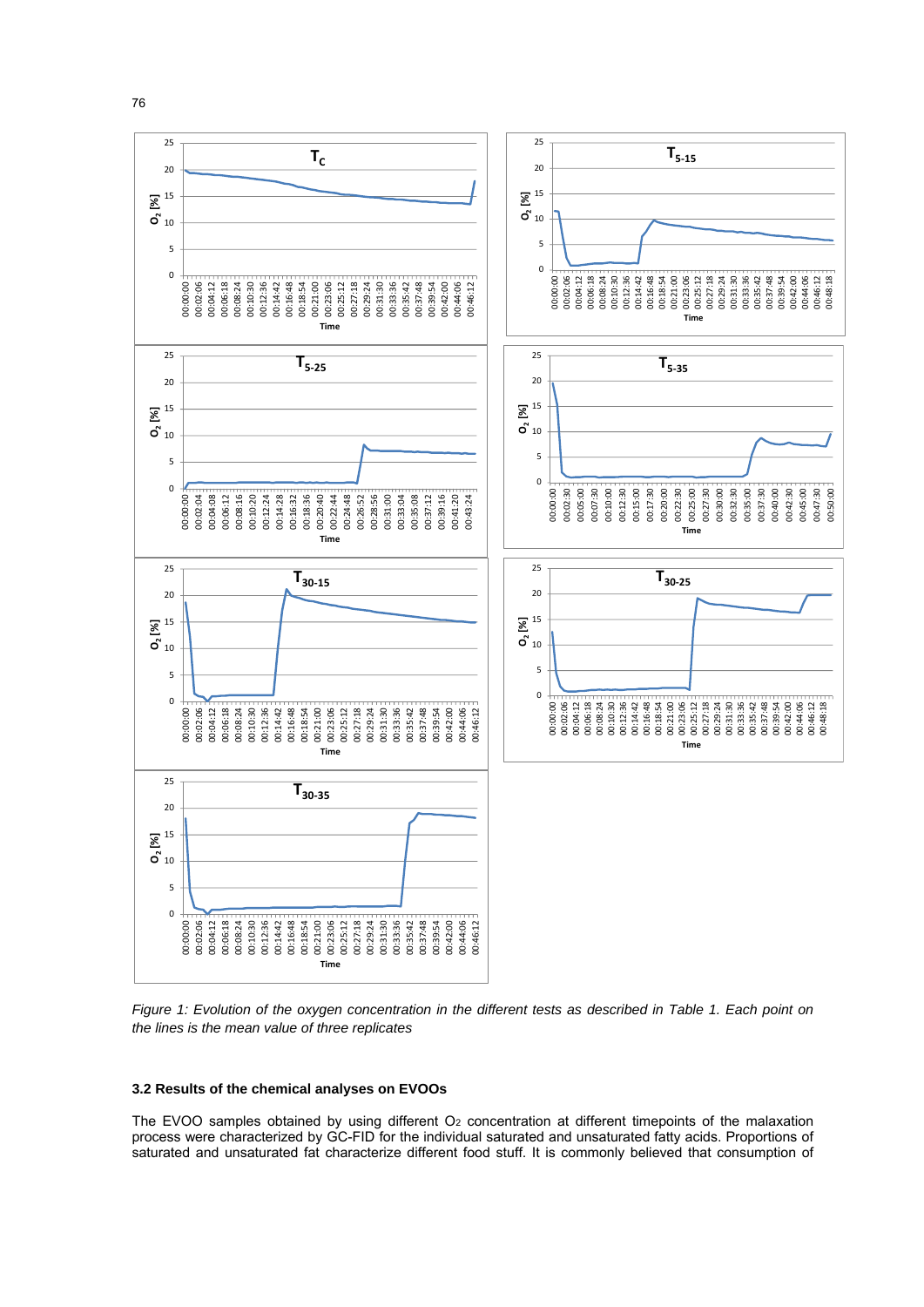*Figure 1: Evolution of the oxygen concentration in the different tests as described in Table 1. Each point on the lines is the mean value of three replicates*

### 3.2 Results of the chemical analyses on EVOOs

The EVOO samples obtained by using different $O_2$ concentration at different timepoints of the malaxation process were characterized by GC-FID for the individual saturated and unsaturated fatty acids. Proportions of saturated and unsaturated fat characterize different food stuff. It is commonly believed that consumption of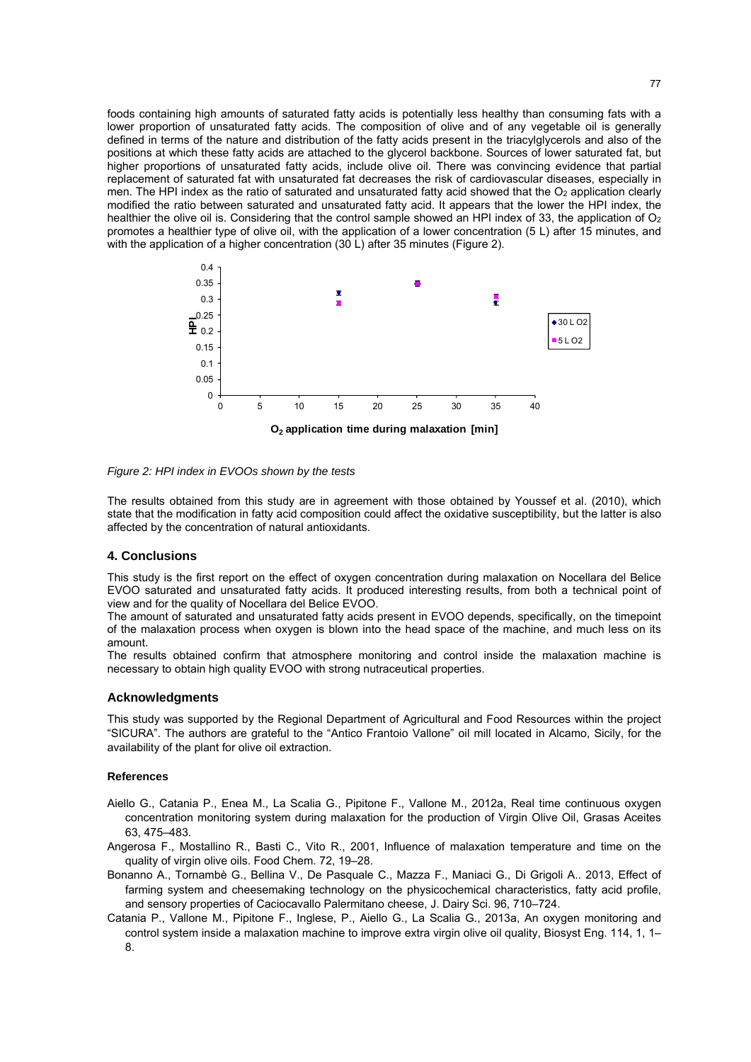foods containing high amounts of saturated fatty acids is potentially less healthy than consuming fats with a lower proportion of unsaturated fatty acids. The composition of olive and of any vegetable oil is generally defined in terms of the nature and distribution of the fatty acids present in the triacylglycerols and also of the positions at which these fatty acids are attached to the glycerol backbone. Sources of lower saturated fat, but higher proportions of unsaturated fatty acids, include olive oil. There was convincing evidence that partial replacement of saturated fat with unsaturated fat decreases the risk of cardiovascular diseases, especially in men. The HPI index as the ratio of saturated and unsaturated fatty acid showed that the $O_2$ application clearly modified the ratio between saturated and unsaturated fatty acid. It appears that the lower the HPI index, the healthier the olive oil is. Considering that the control sample showed an HPI index of 33, the application of $O_2$ promotes a healthier type of olive oil, with the application of a lower concentration (5 L) after 15 minutes, and with the application of a higher concentration (30 L) after 35 minutes (Figure 2).

*Figure 2: HPI index in EVOOs shown by the tests*

The results obtained from this study are in agreement with those obtained by Youssef et al. (2010), which state that the modification in fatty acid composition could affect the oxidative susceptibility, but the latter is also affected by the concentration of natural antioxidants.

## 4. Conclusions

This study is the first report on the effect of oxygen concentration during malaxation on Nocellara del Belice EVOO saturated and unsaturated fatty acids. It produced interesting results, from both a technical point of view and for the quality of Nocellara del Belice EVOO.

The amount of saturated and unsaturated fatty acids present in EVOO depends, specifically, on the timepoint of the malaxation process when oxygen is blown into the head space of the machine, and much less on its amount.

The results obtained confirm that atmosphere monitoring and control inside the malaxation machine is necessary to obtain high quality EVOO with strong nutraceutical properties.

## Acknowledgments

This study was supported by the Regional Department of Agricultural and Food Resources within the project "SICURA". The authors are grateful to the "Antico Frantoio Vallone" oil mill located in Alcamo, Sicily, for the availability of the plant for olive oil extraction.

### References

- Aiello G., Catania P., Enea M., La Scalia G., Pipitone F., Vallone M., 2012a, Real time continuous oxygen concentration monitoring system during malaxation for the production of Virgin Olive Oil, Grasas Aceites 63, 475–483.
- Angerosa F., Mostallino R., Basti C., Vito R., 2001, Influence of malaxation temperature and time on the quality of virgin olive oils. Food Chem. 72, 19–28.
- Bonanno A., Tornambè G., Bellina V., De Pasquale C., Mazza F., Maniaci G., Di Grigoli A.. 2013, Effect of farming system and cheesemaking technology on the physicochemical characteristics, fatty acid profile, and sensory properties of Caciocavallo Palermitano cheese, J. Dairy Sci. 96, 710–724.
- Catania P., Vallone M., Pipitone F., Inglese, P., Aiello G., La Scalia G., 2013a, An oxygen monitoring and control system inside a malaxation machine to improve extra virgin olive oil quality, Biosyst Eng. 114, 1, 1–8.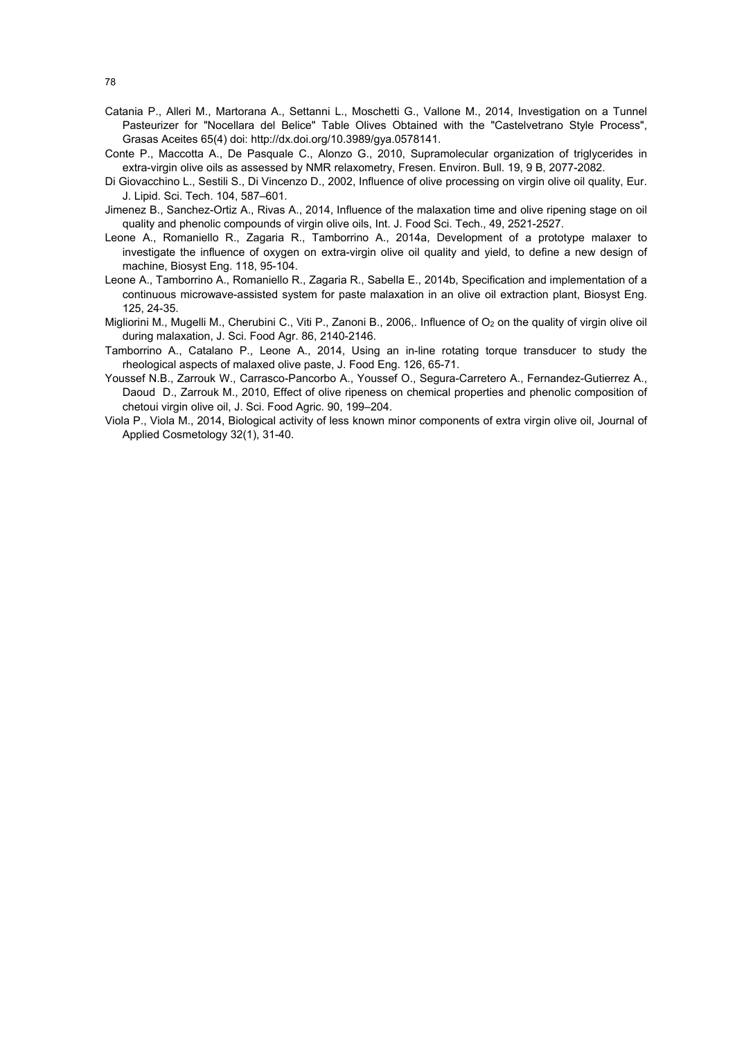Catania P., Alleri M., Martorana A., Settanni L., Moschetti G., Vallone M., 2014, Investigation on a Tunnel Pasteurizer for "Nocellara del Belice" Table Olives Obtained with the "Castelvetrano Style Process", Grasas Aceites 65(4) doi: http://dx.doi.org/10.3989/gya.0578141.

Conte P., Maccotta A., De Pasquale C., Alonzo G., 2010, Supramolecular organization of triglycerides in extra-virgin olive oils as assessed by NMR relaxometry, Fresen. Environ. Bull. 19, 9 B, 2077-2082.

Di Giovacchino L., Sestili S., Di Vincenzo D., 2002, Influence of olive processing on virgin olive oil quality, Eur. J. Lipid. Sci. Tech. 104, 587–601.

Jimenez B., Sanchez-Ortiz A., Rivas A., 2014, Influence of the malaxation time and olive ripening stage on oil quality and phenolic compounds of virgin olive oils, Int. J. Food Sci. Tech., 49, 2521-2527.

Leone A., Romaniello R., Zagaria R., Tamborrino A., 2014a, Development of a prototype malaxer to investigate the influence of oxygen on extra-virgin olive oil quality and yield, to define a new design of machine, Biosyst Eng. 118, 95-104.

Leone A., Tamborrino A., Romaniello R., Zagaria R., Sabella E., 2014b, Specification and implementation of a continuous microwave-assisted system for paste malaxation in an olive oil extraction plant, Biosyst Eng. 125, 24-35.

Migliorini M., Mugelli M., Cherubini C., Viti P., Zanoni B., 2006,. Influence of $O_2$ on the quality of virgin olive oil during malaxation, J. Sci. Food Agr. 86, 2140-2146.

Tamborrino A., Catalano P., Leone A., 2014, Using an in-line rotating torque transducer to study the rheological aspects of malaxed olive paste, J. Food Eng. 126, 65-71.

Youssef N.B., Zarrouk W., Carrasco-Pancorbo A., Youssef O., Segura-Carretero A., Fernandez-Gutierrez A., Daoud D., Zarrouk M., 2010, Effect of olive ripeness on chemical properties and phenolic composition of chetoui virgin olive oil, J. Sci. Food Agric. 90, 199–204.

Viola P., Viola M., 2014, Biological activity of less known minor components of extra virgin olive oil, Journal of Applied Cosmetology 32(1), 31-40.